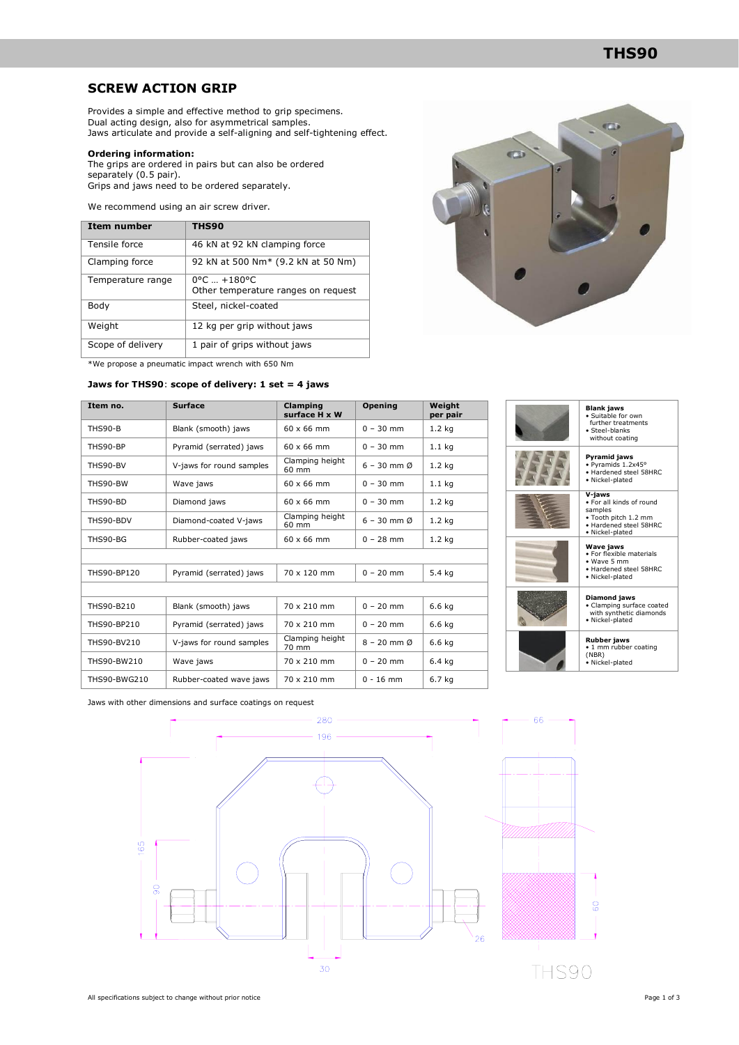# THS90

## SCREW ACTION GRIP

Provides a simple and effective method to grip specimens.
Dual acting design, also for asymmetrical samples.
Jaws articulate and provide a self-aligning and self-tightening effect.

**Ordering information:**
The grips are ordered in pairs but can also be ordered separately (0.5 pair).
Grips and jaws need to be ordered separately.

We recommend using an air screw driver.

| Item number | THS90 |
|---|---|
| Tensile force | 46 kN at 92 kN clamping force |
| Clamping force | 92 kN at 500 Nm* (9.2 kN at 50 Nm) |
| Temperature range | 0°C … +180°C<br>Other temperature ranges on request |
| Body | Steel, nickel-coated |
| Weight | 12 kg per grip without jaws |
| Scope of delivery | 1 pair of grips without jaws |

*We propose a pneumatic impact wrench with 650 Nm

### Jaws for THS90: scope of delivery: 1 set = 4 jaws

| Item no. | Surface | Clamping surface H x W | Opening | Weight per pair |
|---|---|---|---|---|
| THS90-B | Blank (smooth) jaws | 60 x 66 mm | 0 – 30 mm | 1.2 kg |
| THS90-BP | Pyramid (serrated) jaws | 60 x 66 mm | 0 – 30 mm | 1.1 kg |
| THS90-BV | V-jaws for round samples | Clamping height 60 mm | 6 – 30 mm Ø | 1.2 kg |
| THS90-BW | Wave jaws | 60 x 66 mm | 0 – 30 mm | 1.1 kg |
| THS90-BD | Diamond jaws | 60 x 66 mm | 0 – 30 mm | 1.2 kg |
| THS90-BDV | Diamond-coated V-jaws | Clamping height 60 mm | 6 – 30 mm Ø | 1.2 kg |
| THS90-BG | Rubber-coated jaws | 60 x 66 mm | 0 – 28 mm | 1.2 kg |
| | | | | |
| THS90-BP120 | Pyramid (serrated) jaws | 70 x 120 mm | 0 – 20 mm | 5.4 kg |
| | | | | |
| THS90-B210 | Blank (smooth) jaws | 70 x 210 mm | 0 – 20 mm | 6.6 kg |
| THS90-BP210 | Pyramid (serrated) jaws | 70 x 210 mm | 0 – 20 mm | 6.6 kg |
| THS90-BV210 | V-jaws for round samples | Clamping height 70 mm | 8 – 20 mm Ø | 6.6 kg |
| THS90-BW210 | Wave jaws | 70 x 210 mm | 0 – 20 mm | 6.4 kg |
| THS90-BWG210 | Rubber-coated wave jaws | 70 x 210 mm | 0 - 16 mm | 6.7 kg |

**Blank jaws**
- Suitable for own further treatments
- Steel-blanks without coating

**Pyramid jaws**
- Pyramids 1.2x45°
- Hardened steel 58HRC
- Nickel-plated

**V-jaws**
- For all kinds of round samples
- Tooth pitch 1.2 mm
- Hardened steel 58HRC
- Nickel-plated

**Wave jaws**
- For flexible materials
- Wave 5 mm
- Hardened steel 58HRC
- Nickel-plated

**Diamond jaws**
- Clamping surface coated with synthetic diamonds
- Nickel-plated

**Rubber jaws**
- 1 mm rubber coating (NBR)
- Nickel-plated

Jaws with other dimensions and surface coatings on request

All specifications subject to change without prior notice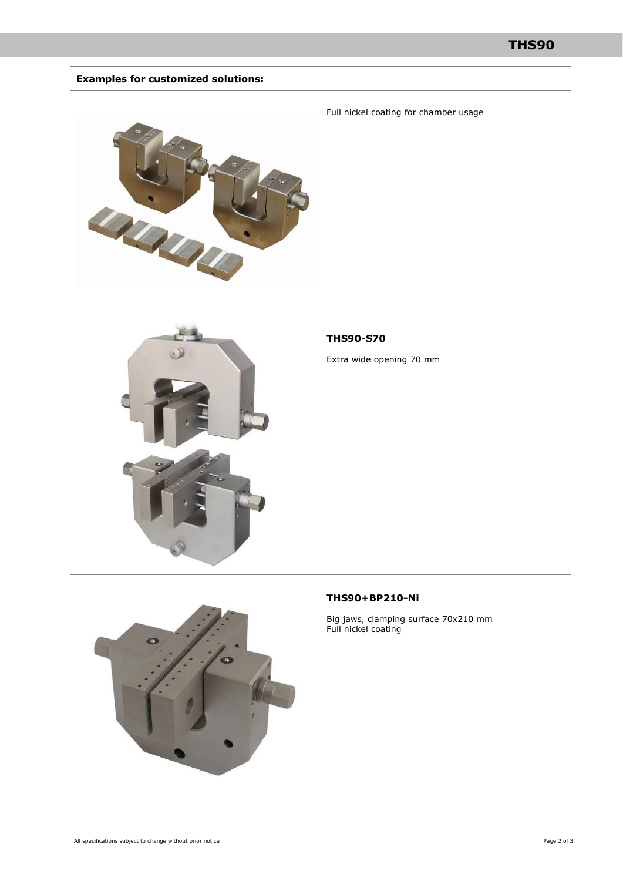**Examples for customized solutions:**

Full nickel coating for chamber usage

**THS90-S70**

Extra wide opening 70 mm

**THS90+BP210-Ni**

Big jaws, clamping surface 70x210 mm
Full nickel coating

All specifications subject to change without prior notice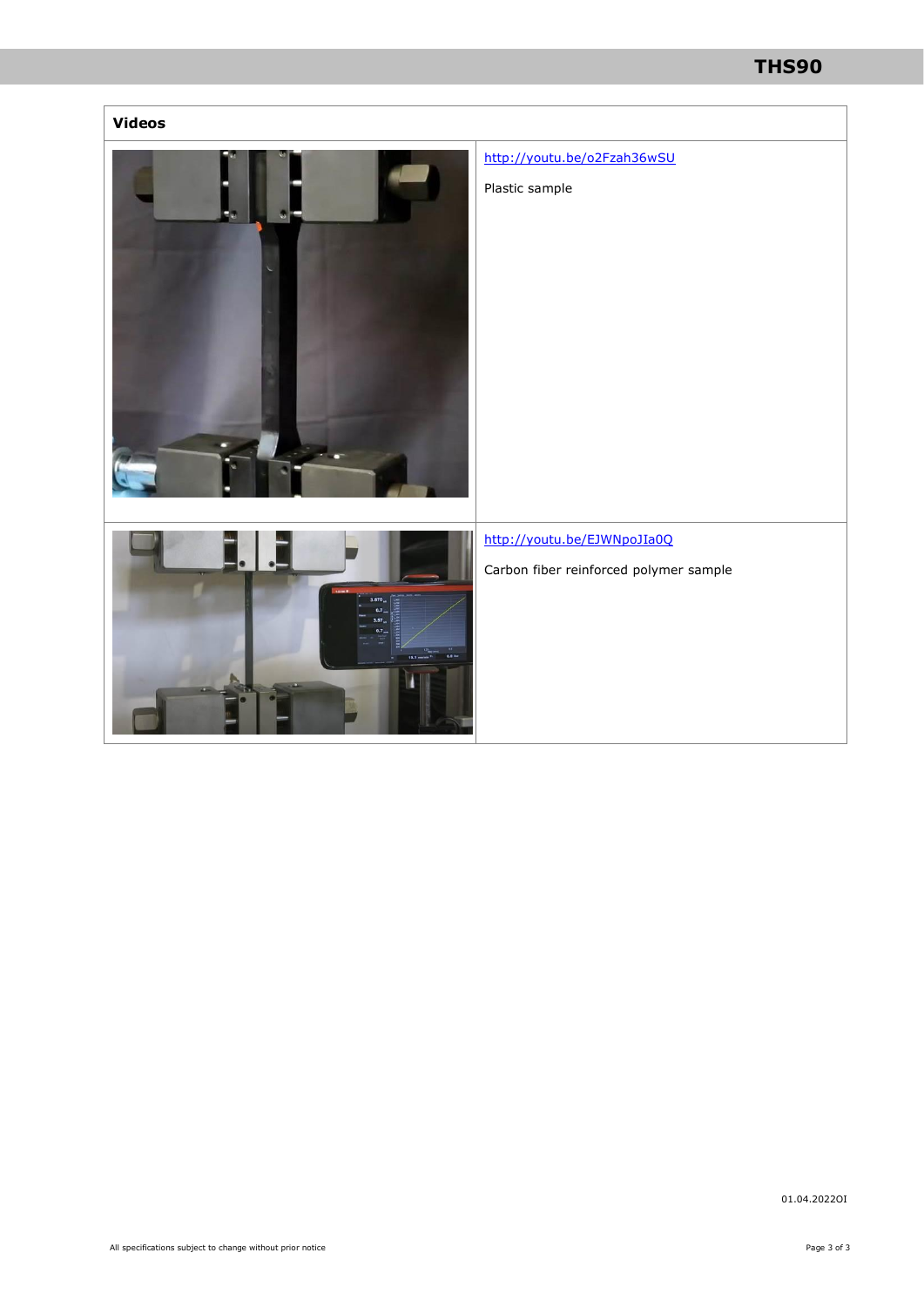## Videos

| | |
|---|---|
| | http://youtu.be/o2Fzah36wSU<br><br>Plastic sample |
| | http://youtu.be/EJWNpoJIa0Q<br><br>Carbon fiber reinforced polymer sample |

01.04.2022OI

All specifications subject to change without prior notice